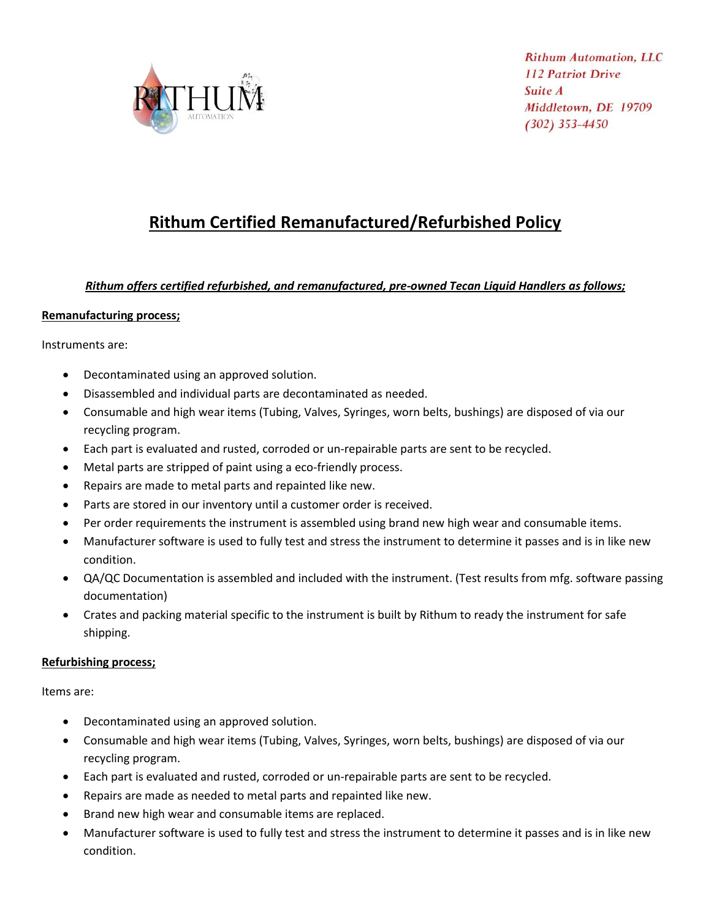Rithum Automation, LLC
112 Patriot Drive
Suite A
Middletown, DE 19709
(302) 353-4450

# Rithum Certified Remanufactured/Refurbished Policy

***Rithum offers certified refurbished, and remanufactured, pre-owned Tecan Liquid Handlers as follows;***

**Remanufacturing process;**

Instruments are:

- Decontaminated using an approved solution.
- Disassembled and individual parts are decontaminated as needed.
- Consumable and high wear items (Tubing, Valves, Syringes, worn belts, bushings) are disposed of via our recycling program.
- Each part is evaluated and rusted, corroded or un-repairable parts are sent to be recycled.
- Metal parts are stripped of paint using a eco-friendly process.
- Repairs are made to metal parts and repainted like new.
- Parts are stored in our inventory until a customer order is received.
- Per order requirements the instrument is assembled using brand new high wear and consumable items.
- Manufacturer software is used to fully test and stress the instrument to determine it passes and is in like new condition.
- QA/QC Documentation is assembled and included with the instrument. (Test results from mfg. software passing documentation)
- Crates and packing material specific to the instrument is built by Rithum to ready the instrument for safe shipping.

**Refurbishing process;**

Items are:

- Decontaminated using an approved solution.
- Consumable and high wear items (Tubing, Valves, Syringes, worn belts, bushings) are disposed of via our recycling program.
- Each part is evaluated and rusted, corroded or un-repairable parts are sent to be recycled.
- Repairs are made as needed to metal parts and repainted like new.
- Brand new high wear and consumable items are replaced.
- Manufacturer software is used to fully test and stress the instrument to determine it passes and is in like new condition.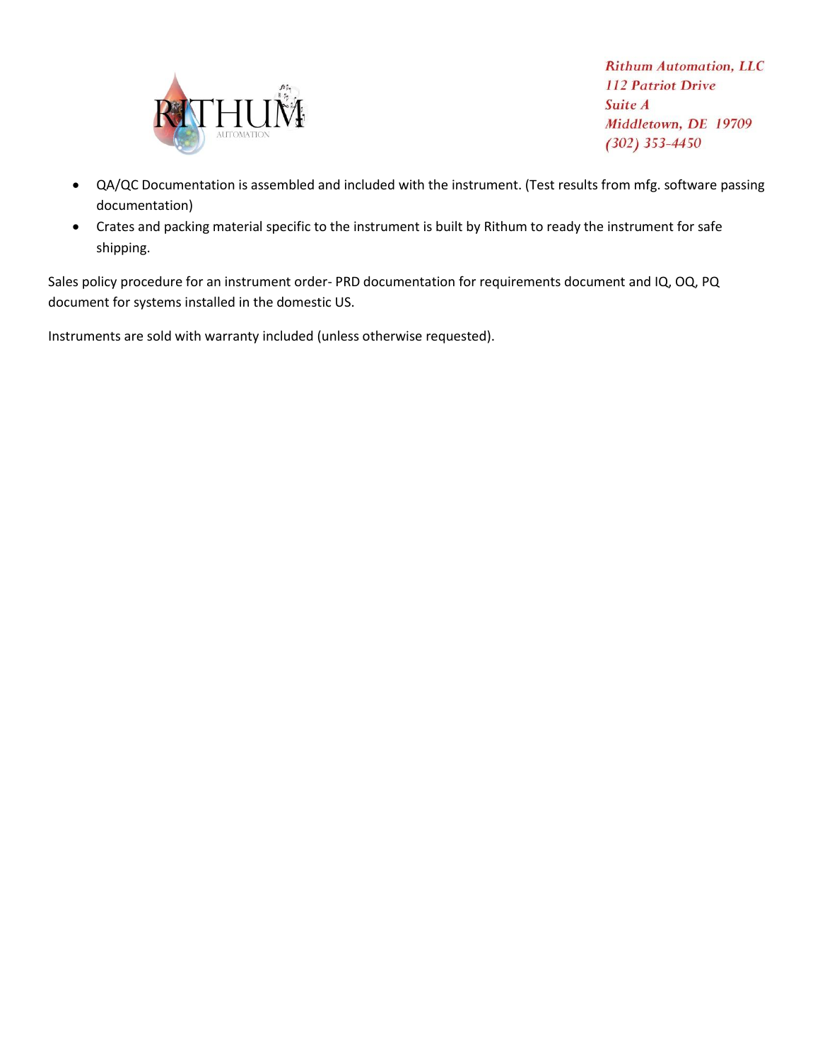- QA/QC Documentation is assembled and included with the instrument. (Test results from mfg. software passing documentation)
- Crates and packing material specific to the instrument is built by Rithum to ready the instrument for safe shipping.

Sales policy procedure for an instrument order- PRD documentation for requirements document and IQ, OQ, PQ document for systems installed in the domestic US.

Instruments are sold with warranty included (unless otherwise requested).